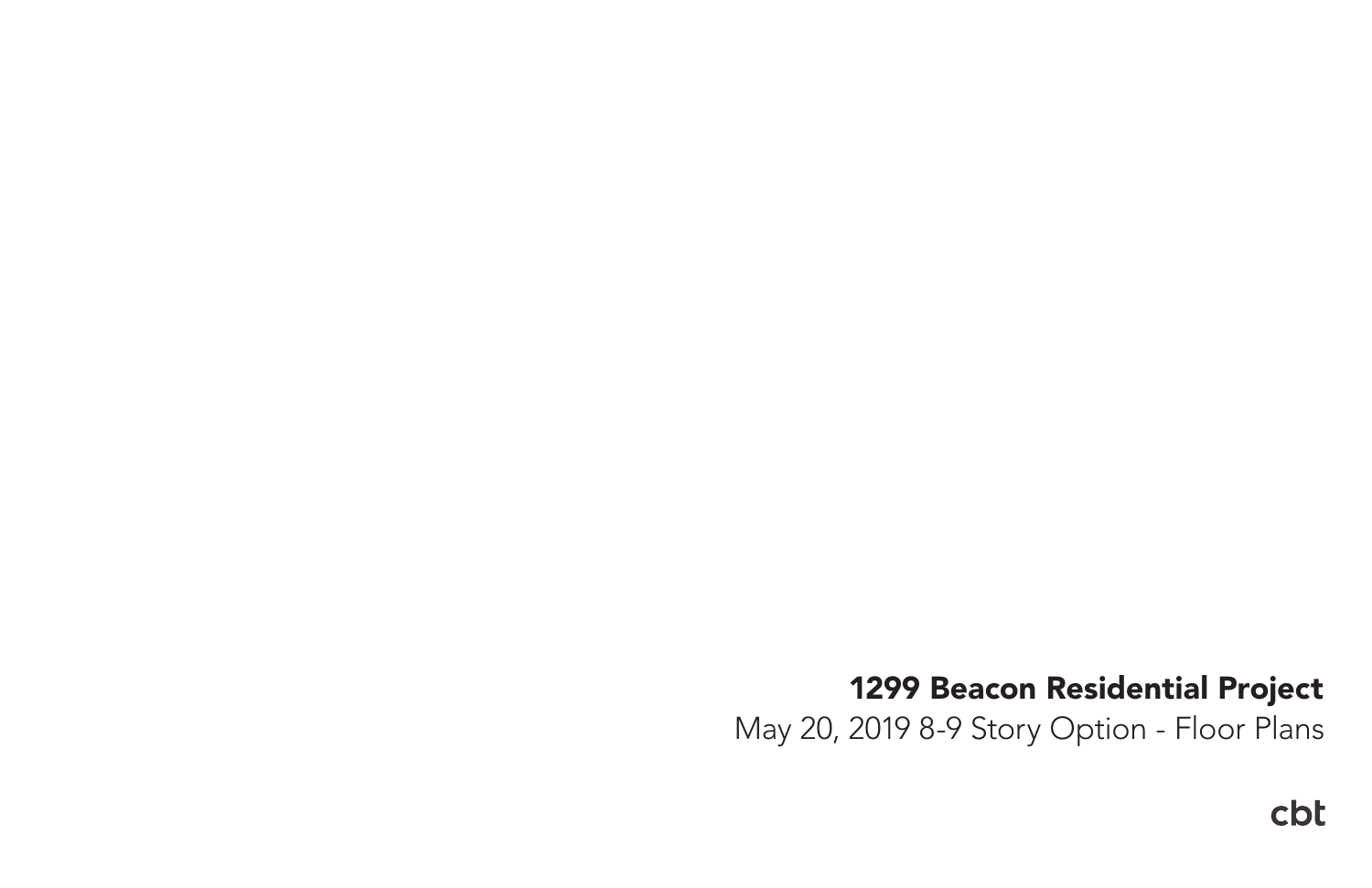# 1299 Beacon Residential Project

May 20, 2019 8-9 Story Option - Floor Plans

cbt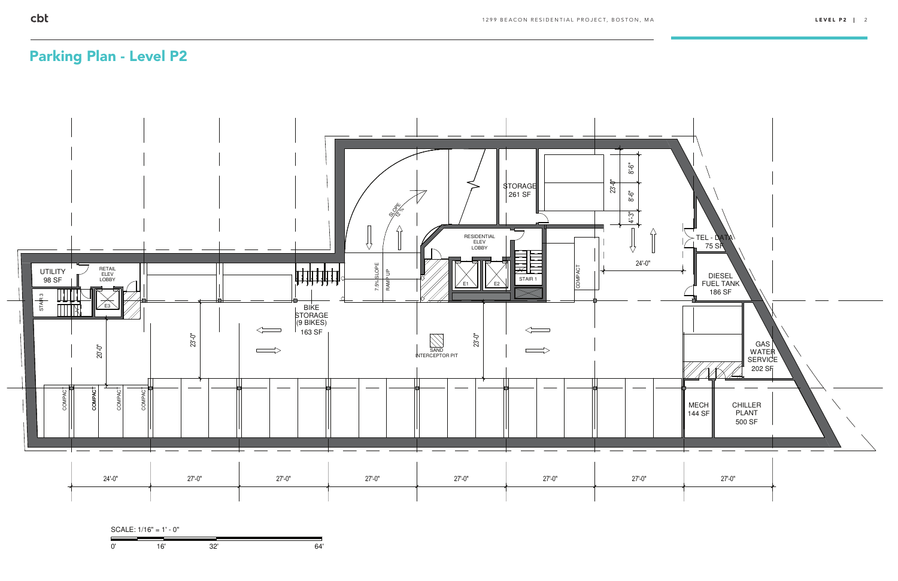# Parking Plan - Level P2

UTILITY
98 SF

RETAIL
ELEV
LOBBY

STAIR 3

E3

BIKE
STORAGE
(9 BIKES)
163 SF

SLOPE
12%

7.5% SLOPE

RAMP UP

RESIDENTIAL
ELEV
LOBBY

E1

E2

STAIR 1

STORAGE
261 SF

SAND
INTERCEPTOR PIT

COMPACT

TEL - DATA
75 SF

DIESEL
FUEL TANK
186 SF

GAS
WATER
SERVICE
202 SF

MECH
144 SF

CHILLER
PLANT
500 SF

20'-0"

23'-0"

23'-0"

24'-0"

8'-6"

8'-6"

4'-3"

23'-0"

24'-0" | 27'-0" | 27'-0" | 27'-0" | 27'-0" | 27'-0" | 27'-0" | 27'-0"

SCALE: 1/16" = 1' - 0"

0' 16' 32' 64'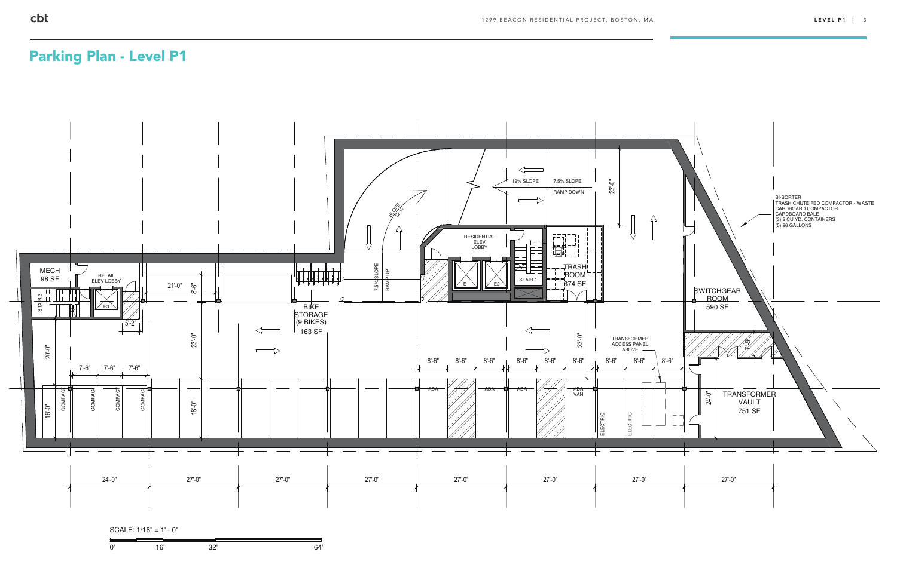# Parking Plan - Level P1

MECH
98 SF

RETAIL
ELEV LOBBY

STAIR 3

E3

BIKE
STORAGE
(9 BIKES)
163 SF

RESIDENTIAL
ELEV
LOBBY

E1

E2

STAIR 1

TRASH
ROOM
374 SF

SWITCHGEAR
ROOM
590 SF

TRANSFORMER
VAULT
751 SF

TRANSFORMER
ACCESS PANEL
ABOVE

BI-SORTER
TRASH CHUTE FED COMPACTOR - WASTE
CARDBOARD COMPACTOR
CARDBOARD BALE
(3) 2 CU.YD. CONTAINERS
(5) 96 GALLONS

12% SLOPE

7.5% SLOPE

RAMP DOWN

SLOPE 12%

7.5% SLOPE

RAMP UP

COMPACT

COMPACT

COMPACT

COMPACT

ADA

ADA

ADA

ADA VAN

ELECTRIC

ELECTRIC

21'-0"

8'-6"

5'-2"

23'-0"

20'-0"

7'-6"

7'-6"

7'-6"

16'-0"

18'-0"

23'-0"

23'-0"

8'-6"

8'-6"

8'-6"

8'-6"

8'-6"

8'-6"

8'-6"

8'-6"

8'-6"

24'-0"

7'-5"

24'-0"

27'-0"

27'-0"

27'-0"

27'-0"

27'-0"

27'-0"

27'-0"

SCALE: 1/16" = 1' - 0"

0' 16' 32' 64'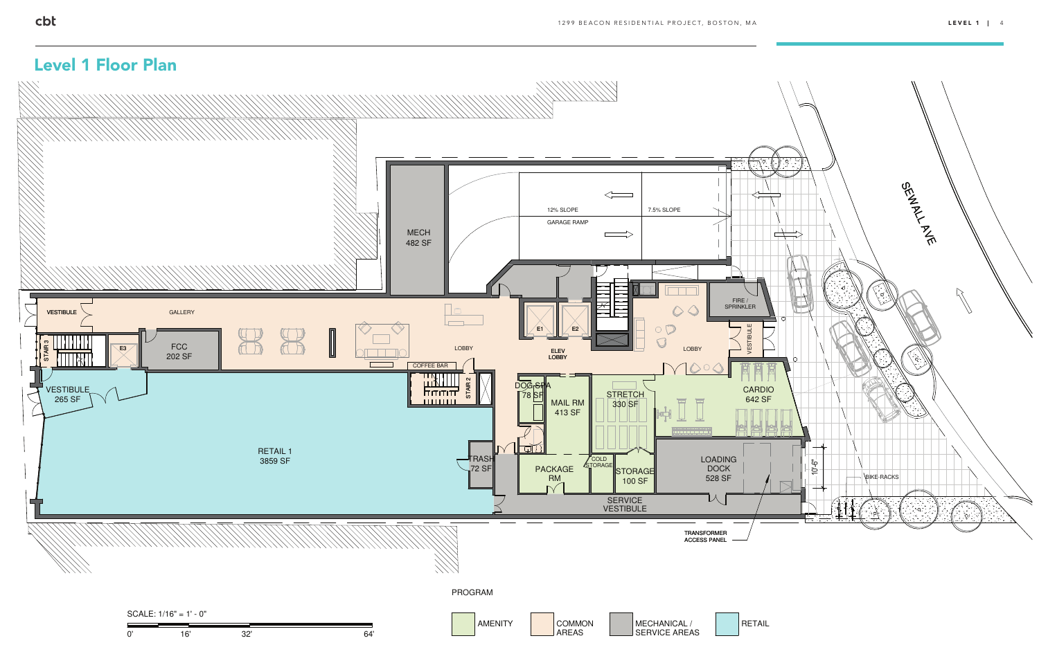## Level 1 Floor Plan

VESTIBULE

GALLERY

STAIR 3

E3

FCC
202 SF

VESTIBULE
265 SF

RETAIL 1
3859 SF

MECH
482 SF

12% SLOPE

GARAGE RAMP

7.5% SLOPE

LOBBY

COFFEE BAR

STAIR 2

TRASH
72 SF

E1

E2

ELEV LOBBY

DOG SPA
78 SF

MAIL RM
413 SF

PACKAGE RM

STRETCH
330 SF

COLD STORAGE

STORAGE
100 SF

SERVICE VESTIBULE

LOBBY

FIRE / SPRINKLER

VESTIBULE

CARDIO
642 SF

LOADING DOCK
528 SF

10'-6"

TRANSFORMER ACCESS PANEL

BIKE-RACKS

SEWALL AVE

SCALE: 1/16" = 1' - 0"

0' 16' 32' 64'

PROGRAM

- AMENITY
- COMMON AREAS
- MECHANICAL / SERVICE AREAS
- RETAIL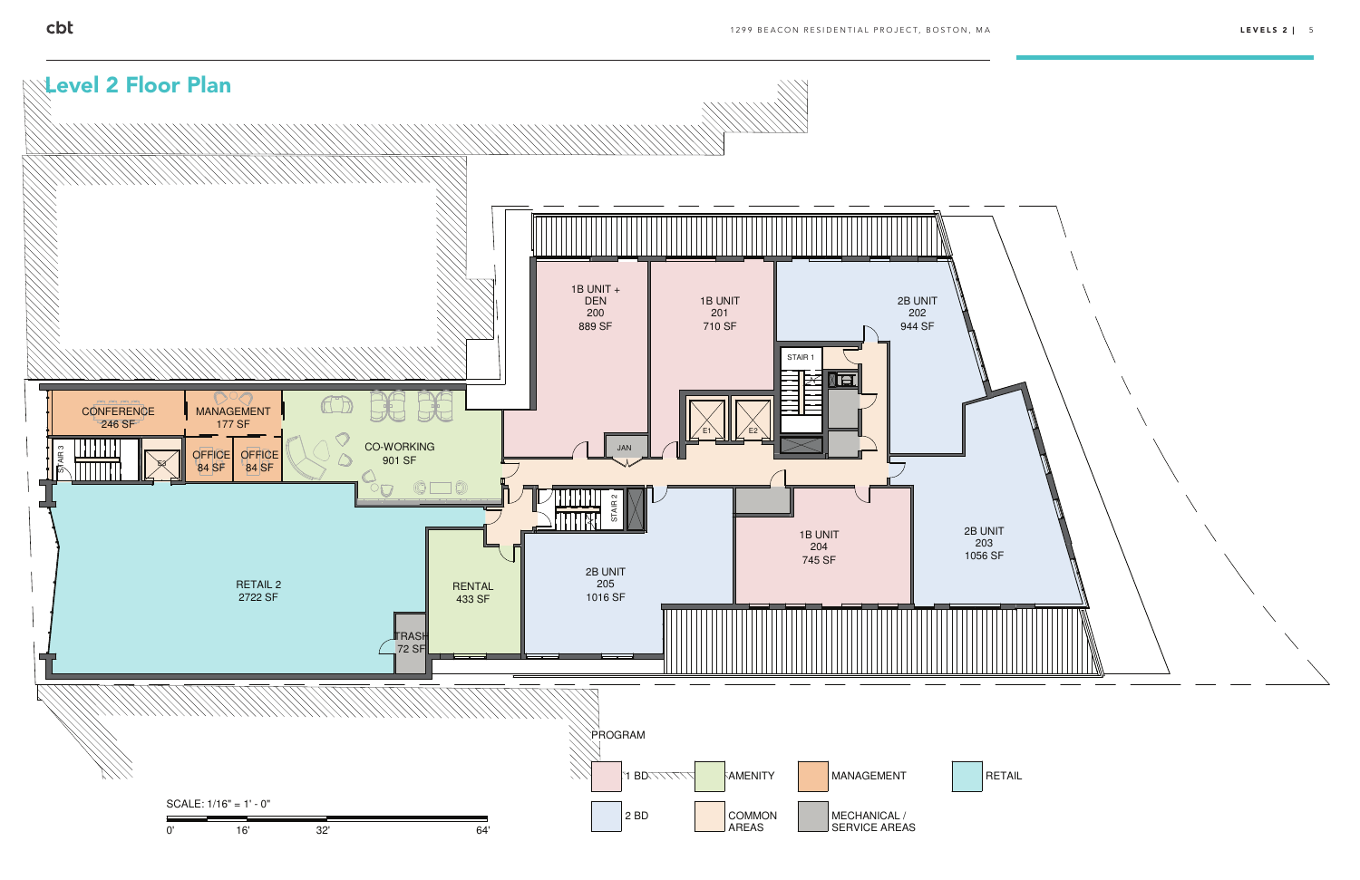# Level 2 Floor Plan

1B UNIT + DEN
200
889 SF

1B UNIT
201
710 SF

2B UNIT
202
944 SF

STAIR 1

E1

E2

JAN

CONFERENCE
246 SF

MANAGEMENT
177 SF

CO-WORKING
901 SF

STAIR 3

E3

OFFICE
84 SF

OFFICE
84 SF

STAIR 2

1B UNIT
204
745 SF

2B UNIT
203
1056 SF

2B UNIT
205
1016 SF

RETAIL 2
2722 SF

RENTAL
433 SF

TRASH
72 SF

SCALE: 1/16" = 1' - 0"

0' 16' 32' 64'

PROGRAM

- 1 BD
- 2 BD
- AMENITY
- COMMON AREAS
- MANAGEMENT
- MECHANICAL / SERVICE AREAS
- RETAIL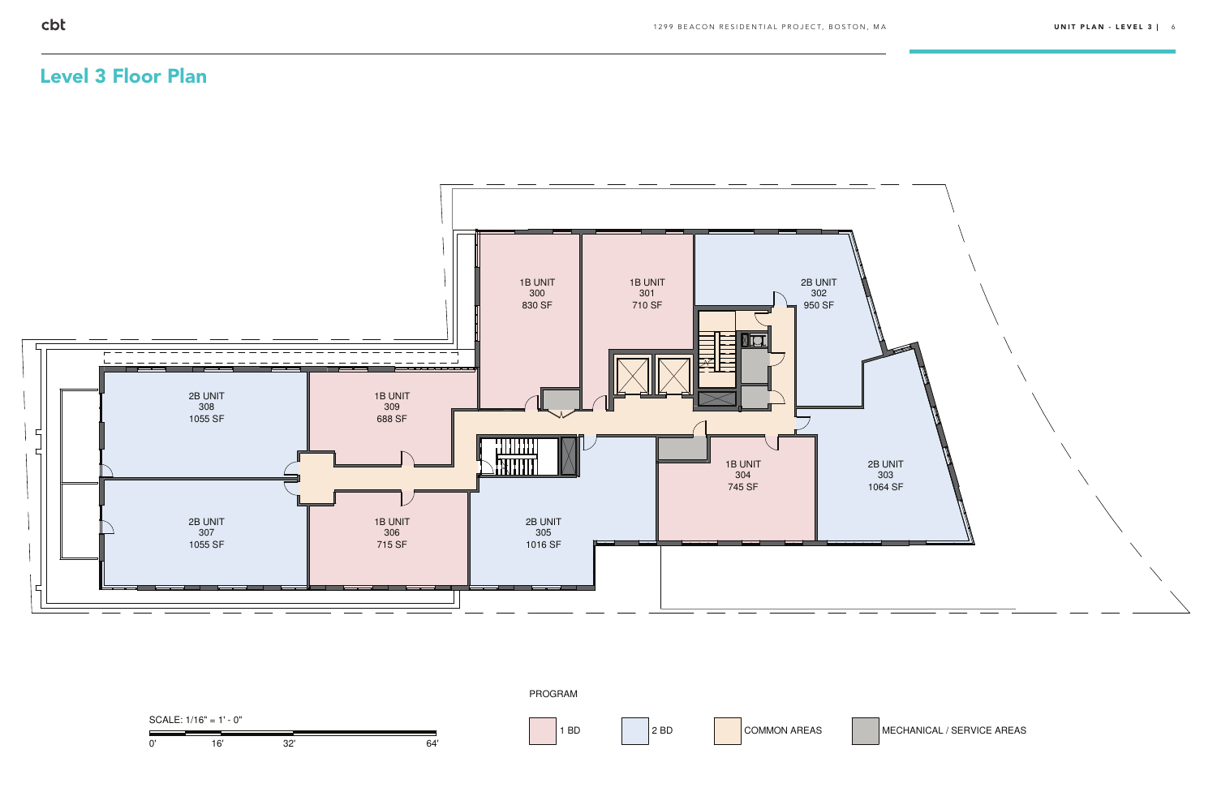## Level 3 Floor Plan

1B UNIT
300
830 SF

1B UNIT
301
710 SF

2B UNIT
302
950 SF

2B UNIT
308
1055 SF

1B UNIT
309
688 SF

1B UNIT
304
745 SF

2B UNIT
303
1064 SF

2B UNIT
307
1055 SF

1B UNIT
306
715 SF

2B UNIT
305
1016 SF

SCALE: 1/16" = 1' - 0"

0' 16' 32' 64'

PROGRAM

- 1 BD
- 2 BD
- COMMON AREAS
- MECHANICAL / SERVICE AREAS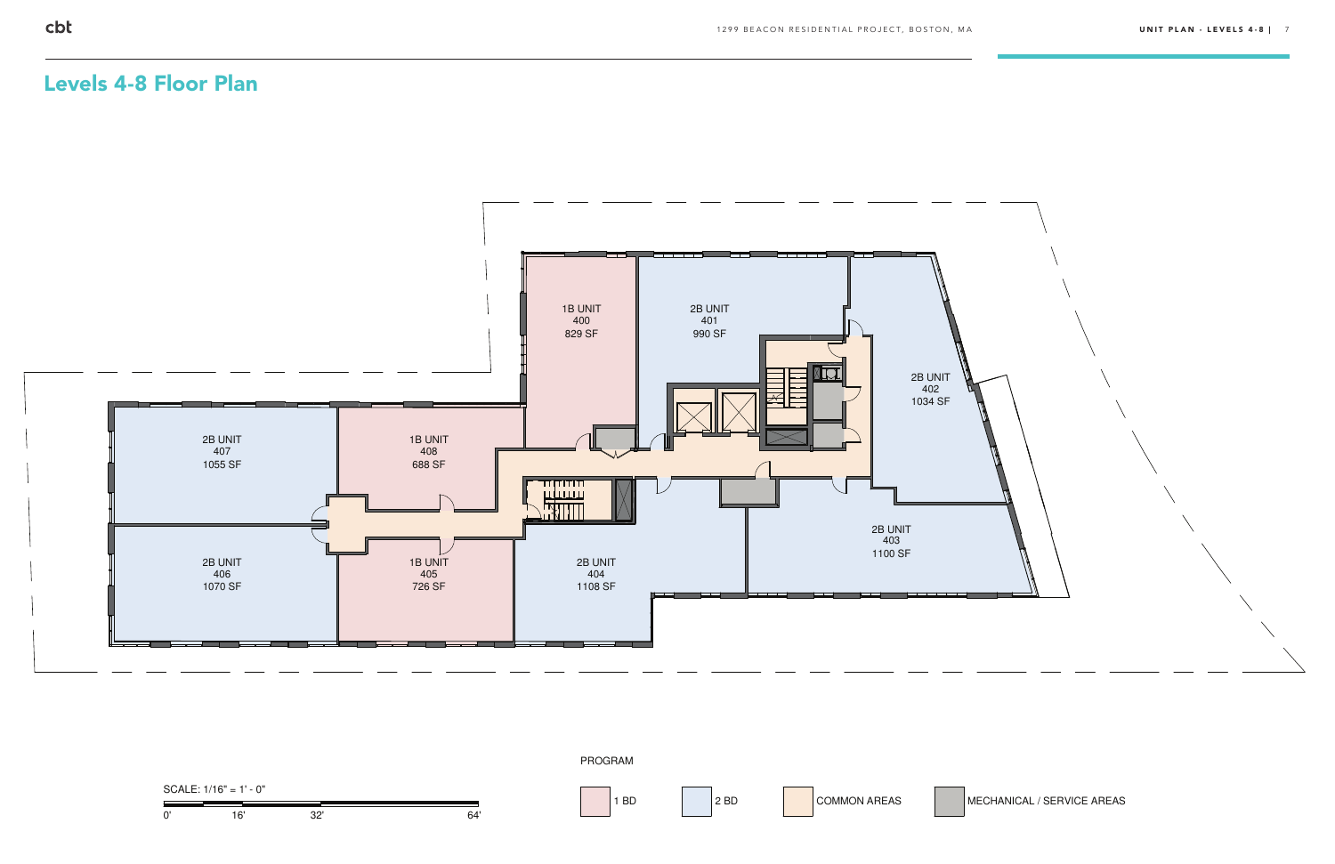# Levels 4-8 Floor Plan

1B UNIT
400
829 SF

2B UNIT
401
990 SF

2B UNIT
402
1034 SF

2B UNIT
403
1100 SF

2B UNIT
404
1108 SF

1B UNIT
405
726 SF

2B UNIT
406
1070 SF

2B UNIT
407
1055 SF

1B UNIT
408
688 SF

SCALE: 1/16" = 1' - 0"

0' 16' 32' 64'

PROGRAM

- 1 BD
- 2 BD
- COMMON AREAS
- MECHANICAL / SERVICE AREAS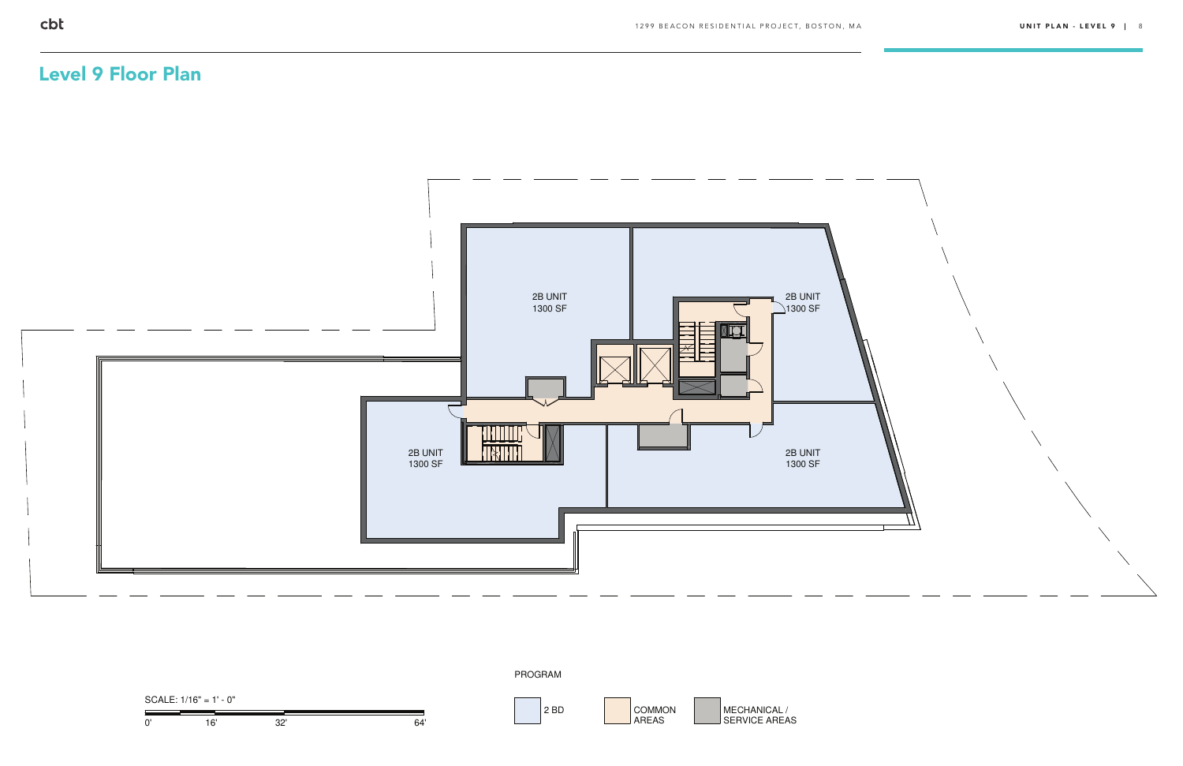# Level 9 Floor Plan

2B UNIT
1300 SF

2B UNIT
1300 SF

2B UNIT
1300 SF

2B UNIT
1300 SF

SCALE: 1/16" = 1' - 0"

0' 16' 32' 64'

PROGRAM

2 BD

COMMON AREAS

MECHANICAL / SERVICE AREAS